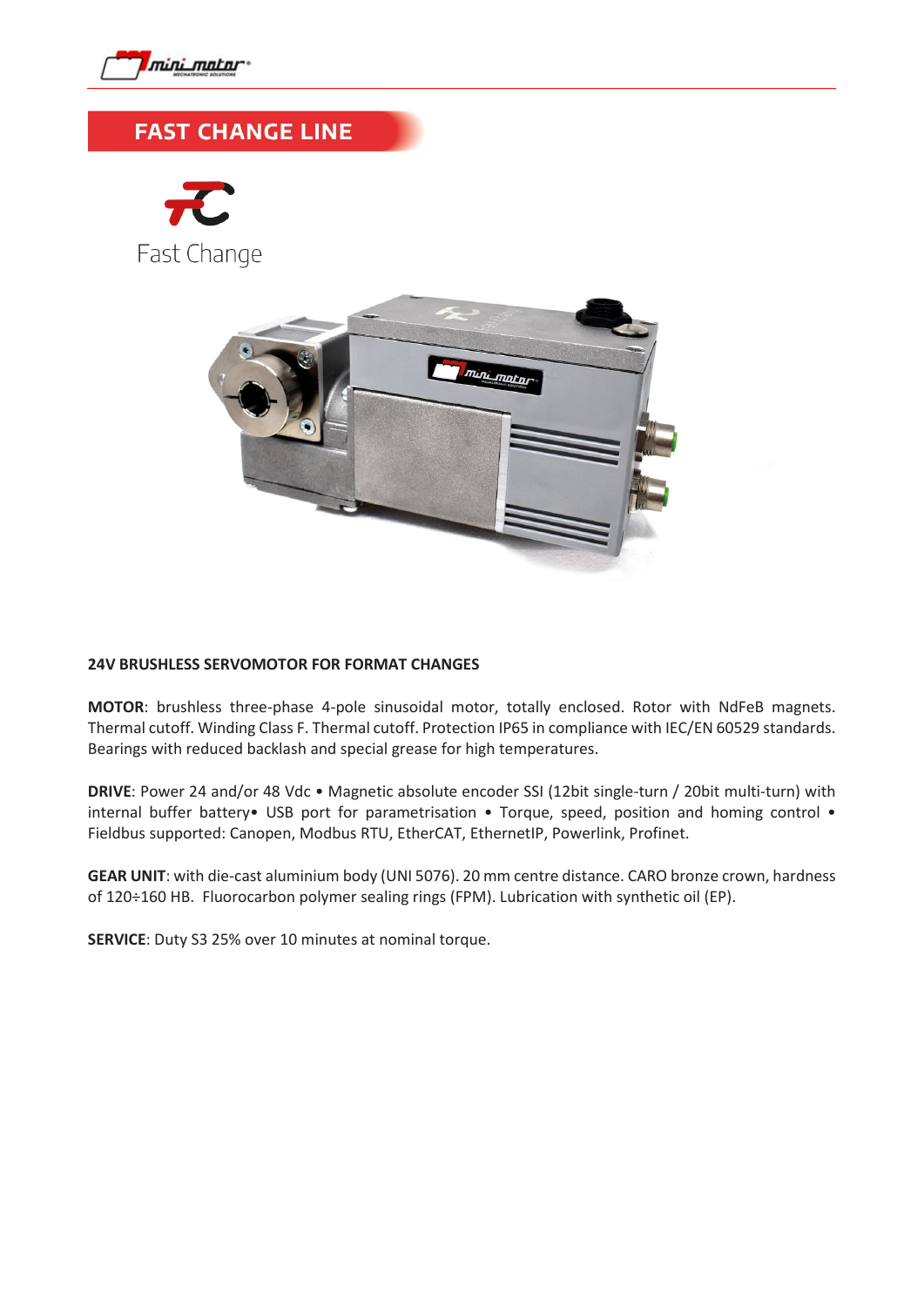## FAST CHANGE LINE

Fast Change

**24V BRUSHLESS SERVOMOTOR FOR FORMAT CHANGES**

**MOTOR**: brushless three-phase 4-pole sinusoidal motor, totally enclosed. Rotor with NdFeB magnets. Thermal cutoff. Winding Class F. Thermal cutoff. Protection IP65 in compliance with IEC/EN 60529 standards. Bearings with reduced backlash and special grease for high temperatures.

**DRIVE**: Power 24 and/or 48 Vdc • Magnetic absolute encoder SSI (12bit single-turn / 20bit multi-turn) with internal buffer battery• USB port for parametrisation • Torque, speed, position and homing control • Fieldbus supported: Canopen, Modbus RTU, EtherCAT, EthernetIP, Powerlink, Profinet.

**GEAR UNIT**: with die-cast aluminium body (UNI 5076). 20 mm centre distance. CARO bronze crown, hardness of 120÷160 HB. Fluorocarbon polymer sealing rings (FPM). Lubrication with synthetic oil (EP).

**SERVICE**: Duty S3 25% over 10 minutes at nominal torque.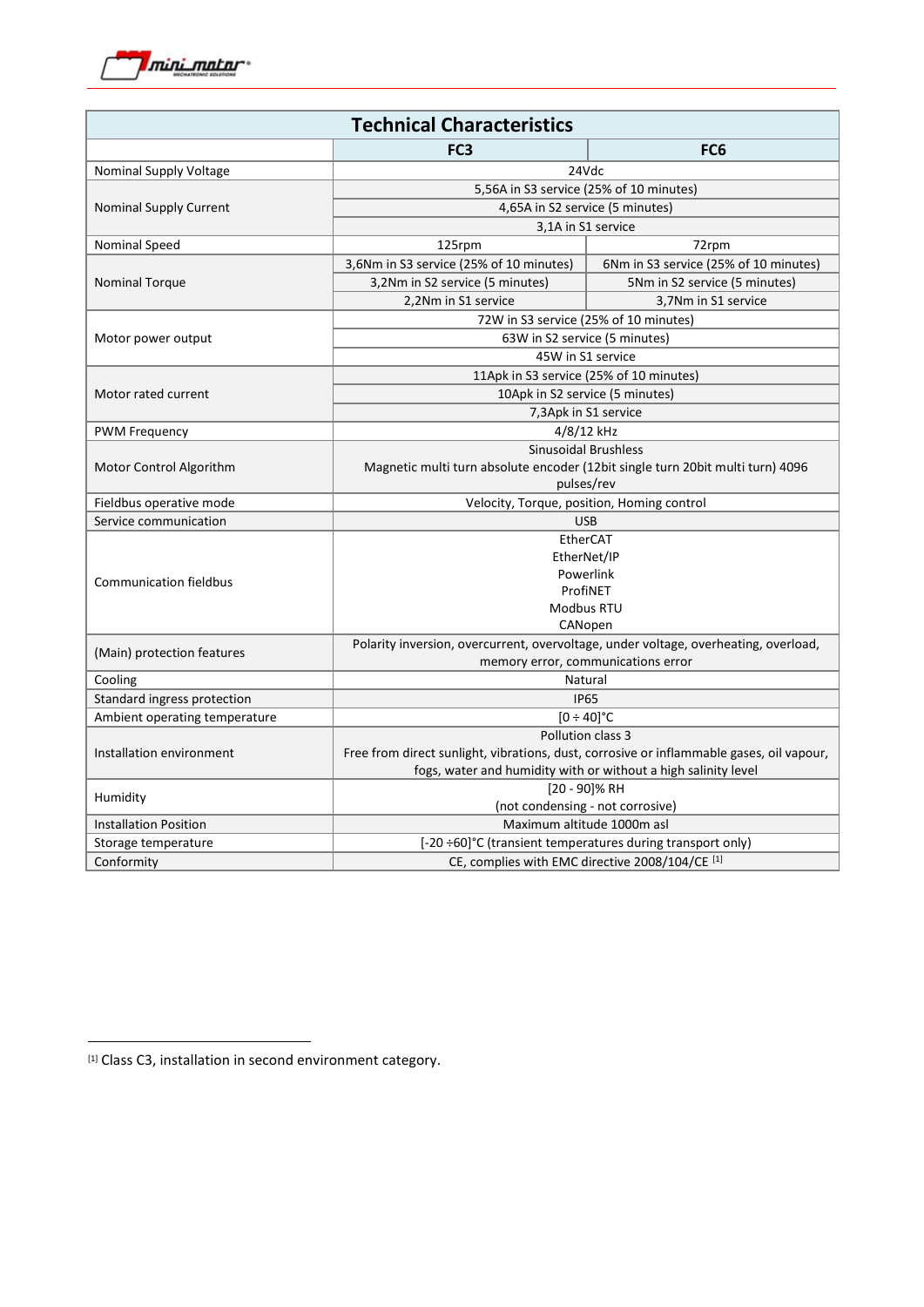| Technical Characteristics | | |
|---|---|---|
| | **FC3** | **FC6** |
| Nominal Supply Voltage | 24Vdc | |
| Nominal Supply Current | 5,56A in S3 service (25% of 10 minutes) | |
| | 4,65A in S2 service (5 minutes) | |
| | 3,1A in S1 service | |
| Nominal Speed | 125rpm | 72rpm |
| Nominal Torque | 3,6Nm in S3 service (25% of 10 minutes) | 6Nm in S3 service (25% of 10 minutes) |
| | 3,2Nm in S2 service (5 minutes) | 5Nm in S2 service (5 minutes) |
| | 2,2Nm in S1 service | 3,7Nm in S1 service |
| Motor power output | 72W in S3 service (25% of 10 minutes) | |
| | 63W in S2 service (5 minutes) | |
| | 45W in S1 service | |
| Motor rated current | 11Apk in S3 service (25% of 10 minutes) | |
| | 10Apk in S2 service (5 minutes) | |
| | 7,3Apk in S1 service | |
| PWM Frequency | 4/8/12 kHz | |
| Motor Control Algorithm | Sinusoidal Brushless<br>Magnetic multi turn absolute encoder (12bit single turn 20bit multi turn) 4096 pulses/rev | |
| Fieldbus operative mode | Velocity, Torque, position, Homing control | |
| Service communication | USB | |
| Communication fieldbus | EtherCAT<br>EtherNet/IP<br>Powerlink<br>ProfiNET<br>Modbus RTU<br>CANopen | |
| (Main) protection features | Polarity inversion, overcurrent, overvoltage, under voltage, overheating, overload, memory error, communications error | |
| Cooling | Natural | |
| Standard ingress protection | IP65 | |
| Ambient operating temperature | [0 ÷ 40]°C | |
| Installation environment | Pollution class 3<br>Free from direct sunlight, vibrations, dust, corrosive or inflammable gases, oil vapour, fogs, water and humidity with or without a high salinity level | |
| Humidity | [20 - 90]% RH<br>(not condensing - not corrosive) | |
| Installation Position | Maximum altitude 1000m asl | |
| Storage temperature | [-20 ÷60]°C (transient temperatures during transport only) | |
| Conformity | CE, complies with EMC directive 2008/104/CE [1] | |

[1] Class C3, installation in second environment category.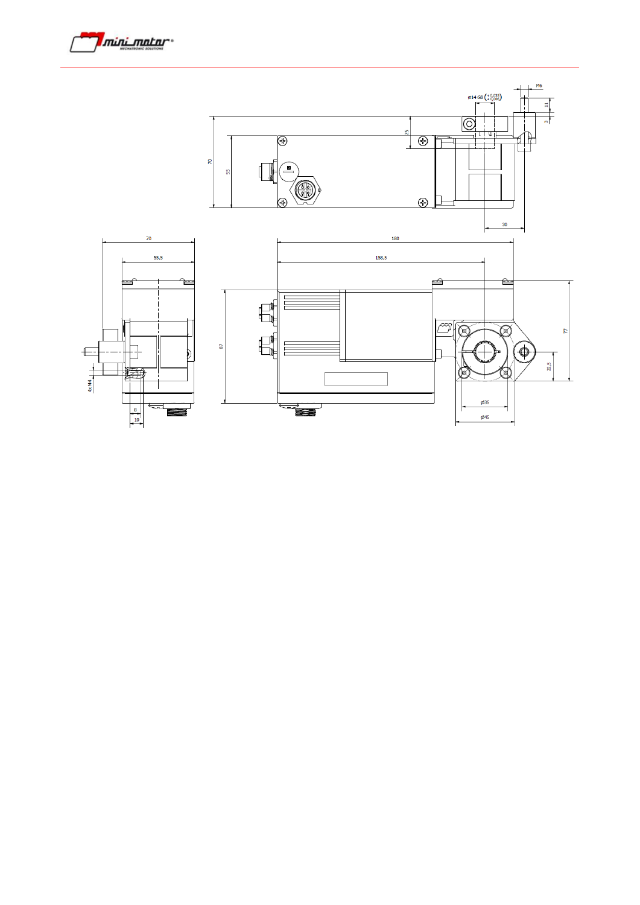M6

Ø14 G8 ( + 0,033 / + 0,006 )

11

3

25

70

55

30

70

55,5

180

158,5

87

77

22,5

4x M4

8

10

Ø35

Ø45